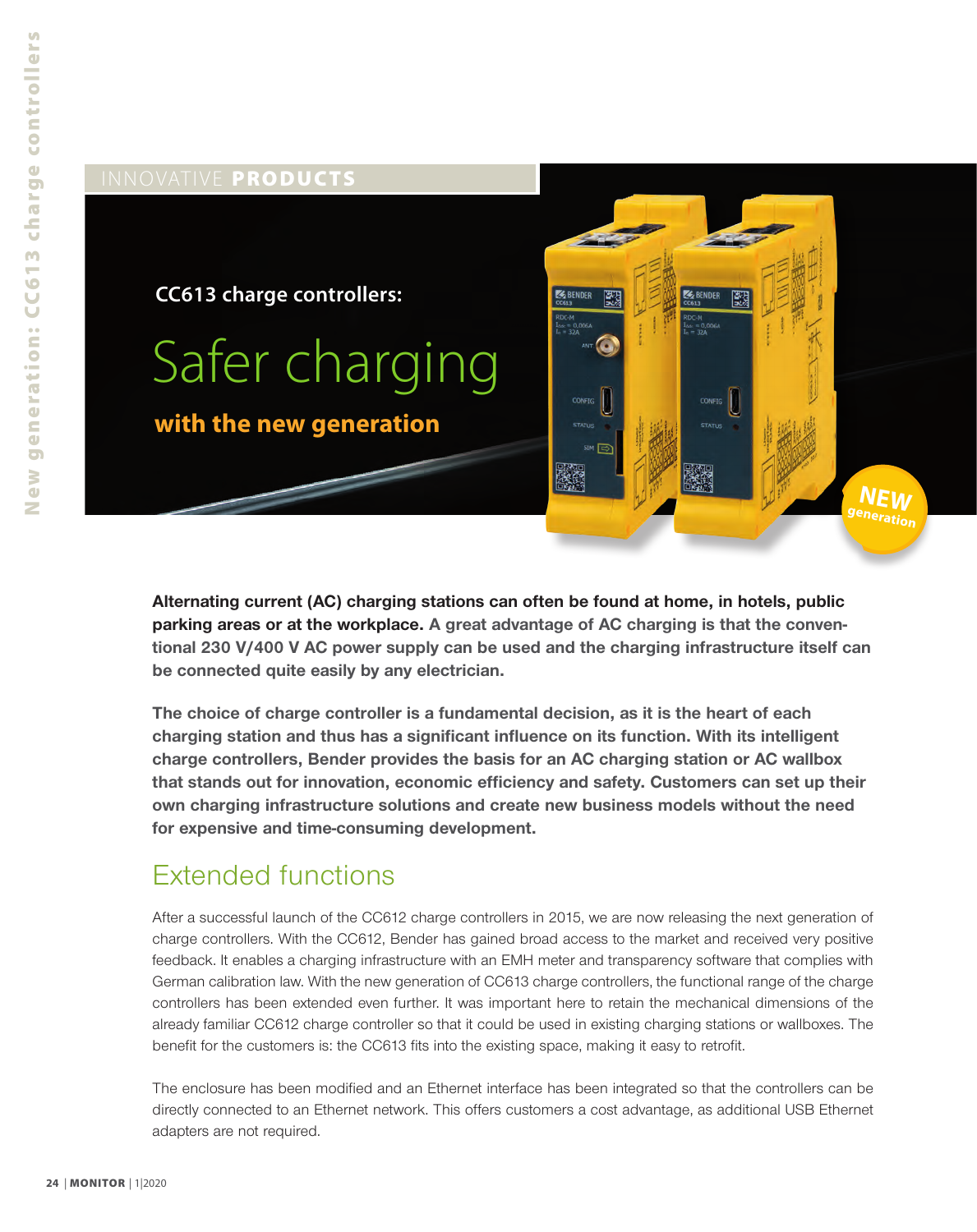INNOVATIVE **PRODUCTS**

**CC613 charge controllers:**

# Safer charging

## with the new generation

**Alternating current (AC) charging stations can often be found at home, in hotels, public parking areas or at the workplace. A great advantage of AC charging is that the conventional 230 V/400 V AC power supply can be used and the charging infrastructure itself can be connected quite easily by any electrician.**

**The choice of charge controller is a fundamental decision, as it is the heart of each charging station and thus has a significant influence on its function. With its intelligent charge controllers, Bender provides the basis for an AC charging station or AC wallbox that stands out for innovation, economic efficiency and safety. Customers can set up their own charging infrastructure solutions and create new business models without the need for expensive and time-consuming development.**

## Extended functions

After a successful launch of the CC612 charge controllers in 2015, we are now releasing the next generation of charge controllers. With the CC612, Bender has gained broad access to the market and received very positive feedback. It enables a charging infrastructure with an EMH meter and transparency software that complies with German calibration law. With the new generation of CC613 charge controllers, the functional range of the charge controllers has been extended even further. It was important here to retain the mechanical dimensions of the already familiar CC612 charge controller so that it could be used in existing charging stations or wallboxes. The benefit for the customers is: the CC613 fits into the existing space, making it easy to retrofit.

The enclosure has been modified and an Ethernet interface has been integrated so that the controllers can be directly connected to an Ethernet network. This offers customers a cost advantage, as additional USB Ethernet adapters are not required.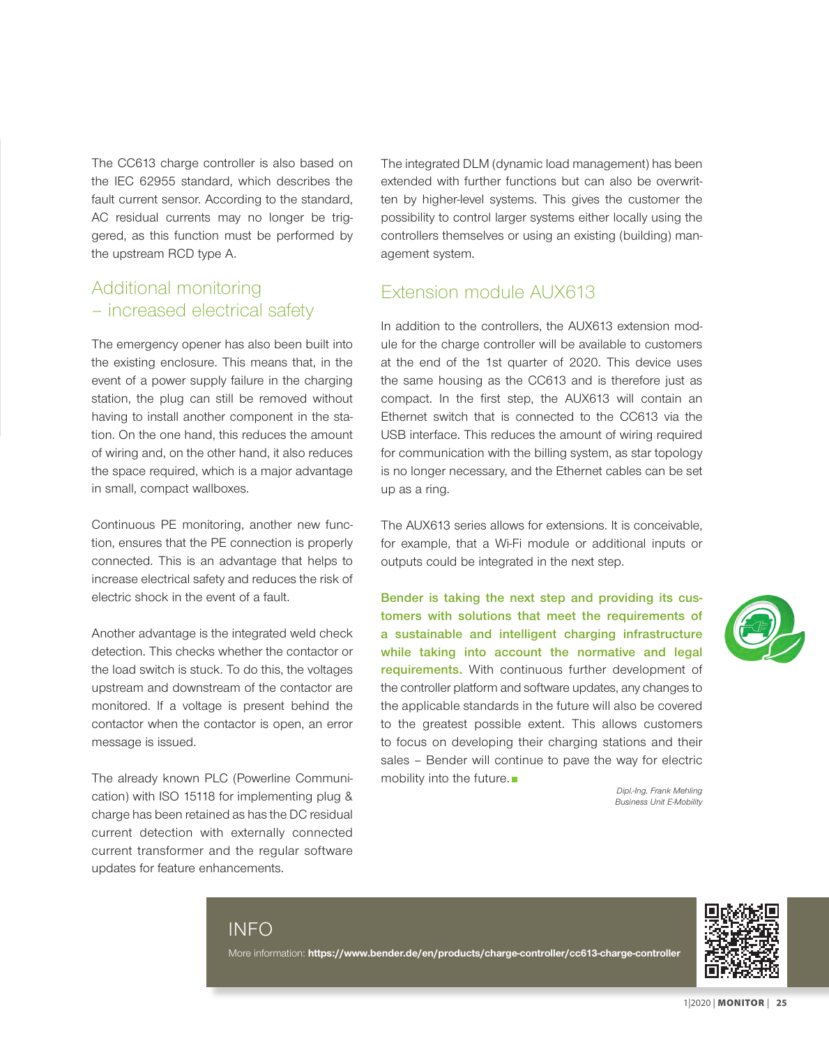The CC613 charge controller is also based on the IEC 62955 standard, which describes the fault current sensor. According to the standard, AC residual currents may no longer be triggered, as this function must be performed by the upstream RCD type A.

## Additional monitoring – increased electrical safety

The emergency opener has also been built into the existing enclosure. This means that, in the event of a power supply failure in the charging station, the plug can still be removed without having to install another component in the station. On the one hand, this reduces the amount of wiring and, on the other hand, it also reduces the space required, which is a major advantage in small, compact wallboxes.

Continuous PE monitoring, another new function, ensures that the PE connection is properly connected. This is an advantage that helps to increase electrical safety and reduces the risk of electric shock in the event of a fault.

Another advantage is the integrated weld check detection. This checks whether the contactor or the load switch is stuck. To do this, the voltages upstream and downstream of the contactor are monitored. If a voltage is present behind the contactor when the contactor is open, an error message is issued.

The already known PLC (Powerline Communication) with ISO 15118 for implementing plug & charge has been retained as has the DC residual current detection with externally connected current transformer and the regular software updates for feature enhancements.

The integrated DLM (dynamic load management) has been extended with further functions but can also be overwritten by higher-level systems. This gives the customer the possibility to control larger systems either locally using the controllers themselves or using an existing (building) management system.

## Extension module AUX613

In addition to the controllers, the AUX613 extension module for the charge controller will be available to customers at the end of the 1st quarter of 2020. This device uses the same housing as the CC613 and is therefore just as compact. In the first step, the AUX613 will contain an Ethernet switch that is connected to the CC613 via the USB interface. This reduces the amount of wiring required for communication with the billing system, as star topology is no longer necessary, and the Ethernet cables can be set up as a ring.

The AUX613 series allows for extensions. It is conceivable, for example, that a Wi-Fi module or additional inputs or outputs could be integrated in the next step.

**Bender is taking the next step and providing its customers with solutions that meet the requirements of a sustainable and intelligent charging infrastructure while taking into account the normative and legal requirements.** With continuous further development of the controller platform and software updates, any changes to the applicable standards in the future will also be covered to the greatest possible extent. This allows customers to focus on developing their charging stations and their sales – Bender will continue to pave the way for electric mobility into the future.

*Dipl.-Ing. Frank Mehling*
*Business Unit E-Mobility*

## INFO

More information: **https://www.bender.de/en/products/charge-controller/cc613-charge-controller**